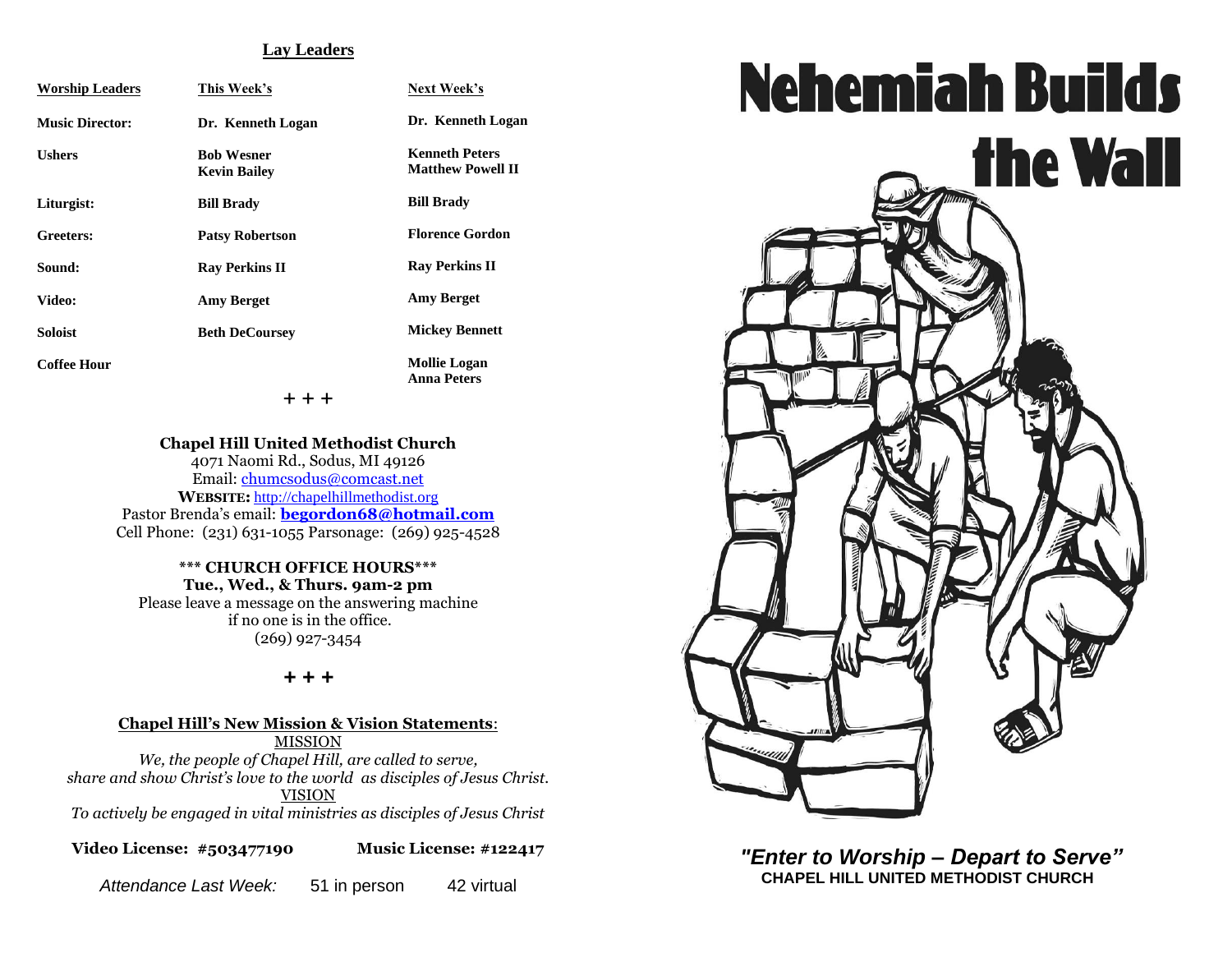## Lay Leaders

| Worship Leaders | This Week's | Next Week's |
|---|---|---|
| **Music Director:** | **Dr. Kenneth Logan** | **Dr. Kenneth Logan** |
| **Ushers** | **Bob Wesner**<br>**Kevin Bailey** | **Kenneth Peters**<br>**Matthew Powell II** |
| **Liturgist:** | **Bill Brady** | **Bill Brady** |
| **Greeters:** | **Patsy Robertson** | **Florence Gordon** |
| **Sound:** | **Ray Perkins II** | **Ray Perkins II** |
| **Video:** | **Amy Berget** | **Amy Berget** |
| **Soloist** | **Beth DeCoursey** | **Mickey Bennett** |
| **Coffee Hour** | | **Mollie Logan**<br>**Anna Peters** |

+ + +

**Chapel Hill United Methodist Church**
4071 Naomi Rd., Sodus, MI 49126
Email: chumcsodus@comcast.net
**WEBSITE:** http://chapelhillmethodist.org
Pastor Brenda's email: **begordon68@hotmail.com**
Cell Phone: (231) 631-1055 Parsonage: (269) 925-4528

**\*\*\* CHURCH OFFICE HOURS\*\*\***
**Tue., Wed., & Thurs. 9am-2 pm**
Please leave a message on the answering machine if no one is in the office.
(269) 927-3454

+ + +

**Chapel Hill's New Mission & Vision Statements**:

MISSION

*We, the people of Chapel Hill, are called to serve, share and show Christ's love to the world as disciples of Jesus Christ.*

VISION

*To actively be engaged in vital ministries as disciples of Jesus Christ*

**Video License: #503477190** **Music License: #122417**

*Attendance Last Week:* 51 in person 42 virtual

# Nehemiah Builds the Wall

***"Enter to Worship – Depart to Serve"***

**CHAPEL HILL UNITED METHODIST CHURCH**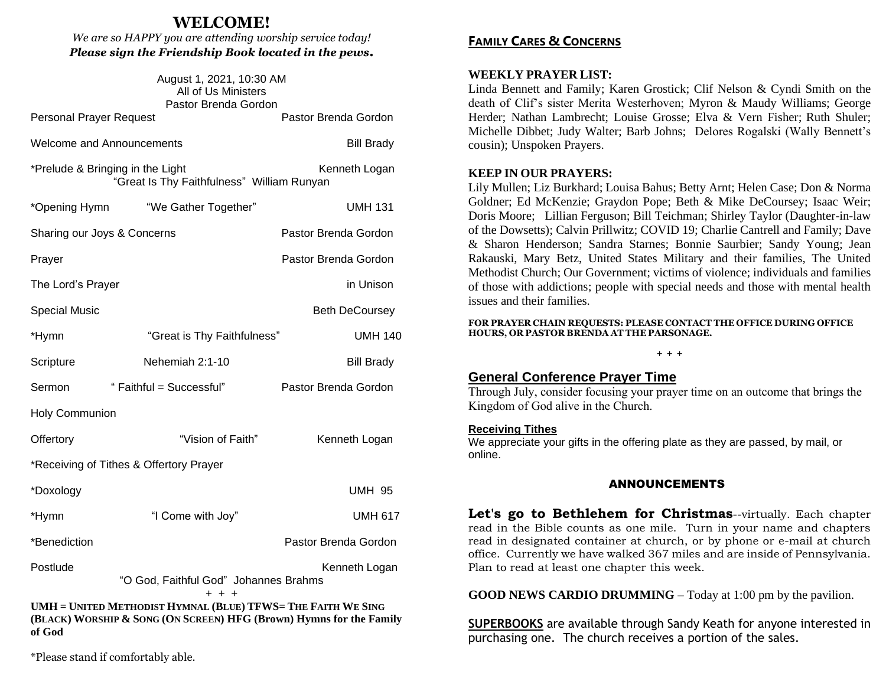# WELCOME!

*We are so HAPPY you are attending worship service today!*
***Please sign the Friendship Book located in the pews.***

August 1, 2021, 10:30 AM
All of Us Ministers
Pastor Brenda Gordon

| | | |
|---|---|---|
| Personal Prayer Request | | Pastor Brenda Gordon |
| Welcome and Announcements | | Bill Brady |
| *Prelude & Bringing in the Light | "Great Is Thy Faithfulness" William Runyan | Kenneth Logan |
| *Opening Hymn | "We Gather Together" | UMH 131 |
| Sharing our Joys & Concerns | | Pastor Brenda Gordon |
| Prayer | | Pastor Brenda Gordon |
| The Lord's Prayer | | in Unison |
| Special Music | | Beth DeCoursey |
| *Hymn | "Great is Thy Faithfulness" | UMH 140 |
| Scripture | Nehemiah 2:1-10 | Bill Brady |
| Sermon | " Faithful = Successful" | Pastor Brenda Gordon |
| Holy Communion | | |
| Offertory | "Vision of Faith" | Kenneth Logan |
| *Receiving of Tithes & Offertory Prayer | | |
| *Doxology | | UMH 95 |
| *Hymn | "I Come with Joy" | UMH 617 |
| *Benediction | | Pastor Brenda Gordon |
| Postlude | "O God, Faithful God" Johannes Brahms | Kenneth Logan |

+ + +

**UMH = UNITED METHODIST HYMNAL (BLUE) TFWS= THE FAITH WE SING (BLACK) WORSHIP & SONG (ON SCREEN) HFG (Brown) Hymns for the Family of God**

*Please stand if comfortably able.

## FAMILY CARES & CONCERNS

**WEEKLY PRAYER LIST:**
Linda Bennett and Family; Karen Grostick; Clif Nelson & Cyndi Smith on the death of Clif's sister Merita Westerhoven; Myron & Maudy Williams; George Herder; Nathan Lambrecht; Louise Grosse; Elva & Vern Fisher; Ruth Shuler; Michelle Dibbet; Judy Walter; Barb Johns; Delores Rogalski (Wally Bennett's cousin); Unspoken Prayers.

**KEEP IN OUR PRAYERS:**
Lily Mullen; Liz Burkhard; Louisa Bahus; Betty Arnt; Helen Case; Don & Norma Goldner; Ed McKenzie; Graydon Pope; Beth & Mike DeCoursey; Isaac Weir; Doris Moore; Lillian Ferguson; Bill Teichman; Shirley Taylor (Daughter-in-law of the Dowsetts); Calvin Prillwitz; COVID 19; Charlie Cantrell and Family; Dave & Sharon Henderson; Sandra Starnes; Bonnie Saurbier; Sandy Young; Jean Rakauski, Mary Betz, United States Military and their families, The United Methodist Church; Our Government; victims of violence; individuals and families of those with addictions; people with special needs and those with mental health issues and their families.

**FOR PRAYER CHAIN REQUESTS: PLEASE CONTACT THE OFFICE DURING OFFICE HOURS, OR PASTOR BRENDA AT THE PARSONAGE.**

+ + +

## General Conference Prayer Time

Through July, consider focusing your prayer time on an outcome that brings the Kingdom of God alive in the Church.

**Receiving Tithes**
We appreciate your gifts in the offering plate as they are passed, by mail, or online.

### ANNOUNCEMENTS

**Let's go to Bethlehem for Christmas**--virtually. Each chapter read in the Bible counts as one mile. Turn in your name and chapters read in designated container at church, or by phone or e-mail at church office. Currently we have walked 367 miles and are inside of Pennsylvania. Plan to read at least one chapter this week.

**GOOD NEWS CARDIO DRUMMING** – Today at 1:00 pm by the pavilion.

**SUPERBOOKS** are available through Sandy Keath for anyone interested in purchasing one. The church receives a portion of the sales.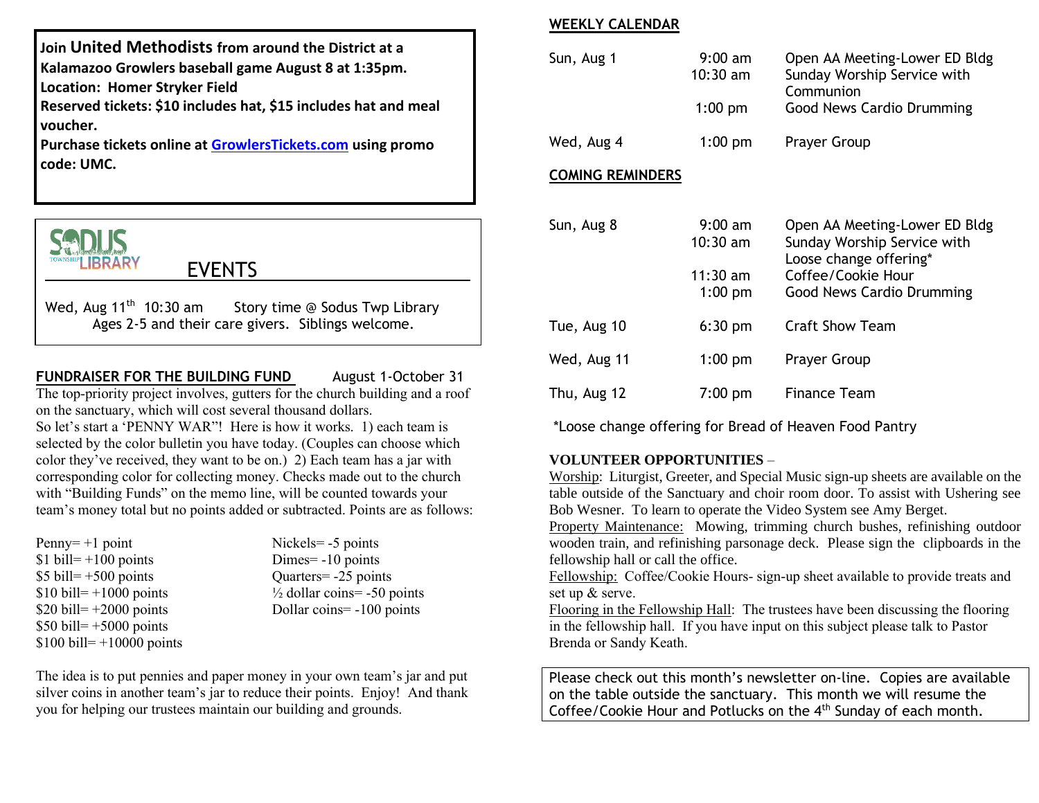**Join United Methodists from around the District at a Kalamazoo Growlers baseball game August 8 at 1:35pm.**
**Location: Homer Stryker Field**
**Reserved tickets: $10 includes hat, $15 includes hat and meal voucher.**
**Purchase tickets online at [GrowlersTickets.com](http://GrowlersTickets.com) using promo code: UMC.**

SODUS TOWNSHIP LIBRARY

## EVENTS

Wed, Aug 11th 10:30 am Story time @ Sodus Twp Library
Ages 2-5 and their care givers. Siblings welcome.

## FUNDRAISER FOR THE BUILDING FUND

August 1-October 31

The top-priority project involves, gutters for the church building and a roof on the sanctuary, which will cost several thousand dollars.
So let's start a 'PENNY WAR"! Here is how it works. 1) each team is selected by the color bulletin you have today. (Couples can choose which color they've received, they want to be on.) 2) Each team has a jar with corresponding color for collecting money. Checks made out to the church with "Building Funds" on the memo line, will be counted towards your team's money total but no points added or subtracted. Points are as follows:

| | |
|---|---|
| Penny= +1 point | Nickels= -5 points |
| $1 bill= +100 points | Dimes= -10 points |
| $5 bill= +500 points | Quarters= -25 points |
| $10 bill= +1000 points | ½ dollar coins= -50 points |
| $20 bill= +2000 points | Dollar coins= -100 points |
| $50 bill= +5000 points | |
| $100 bill= +10000 points | |

The idea is to put pennies and paper money in your own team's jar and put silver coins in another team's jar to reduce their points. Enjoy! And thank you for helping our trustees maintain our building and grounds.

## WEEKLY CALENDAR

| | | |
|---|---|---|
| Sun, Aug 1 | 9:00 am | Open AA Meeting-Lower ED Bldg |
| | 10:30 am | Sunday Worship Service with Communion |
| | 1:00 pm | Good News Cardio Drumming |
| Wed, Aug 4 | 1:00 pm | Prayer Group |

## COMING REMINDERS

| | | |
|---|---|---|
| Sun, Aug 8 | 9:00 am | Open AA Meeting-Lower ED Bldg |
| | 10:30 am | Sunday Worship Service with Loose change offering* |
| | 11:30 am | Coffee/Cookie Hour |
| | 1:00 pm | Good News Cardio Drumming |
| Tue, Aug 10 | 6:30 pm | Craft Show Team |
| Wed, Aug 11 | 1:00 pm | Prayer Group |
| Thu, Aug 12 | 7:00 pm | Finance Team |

*Loose change offering for Bread of Heaven Food Pantry

**VOLUNTEER OPPORTUNITIES** –

Worship: Liturgist, Greeter, and Special Music sign-up sheets are available on the table outside of the Sanctuary and choir room door. To assist with Ushering see Bob Wesner. To learn to operate the Video System see Amy Berget.

Property Maintenance: Mowing, trimming church bushes, refinishing outdoor wooden train, and refinishing parsonage deck. Please sign the clipboards in the fellowship hall or call the office.

Fellowship: Coffee/Cookie Hours- sign-up sheet available to provide treats and set up & serve.

Flooring in the Fellowship Hall: The trustees have been discussing the flooring in the fellowship hall. If you have input on this subject please talk to Pastor Brenda or Sandy Keath.

Please check out this month's newsletter on-line. Copies are available on the table outside the sanctuary. This month we will resume the Coffee/Cookie Hour and Potlucks on the 4th Sunday of each month.